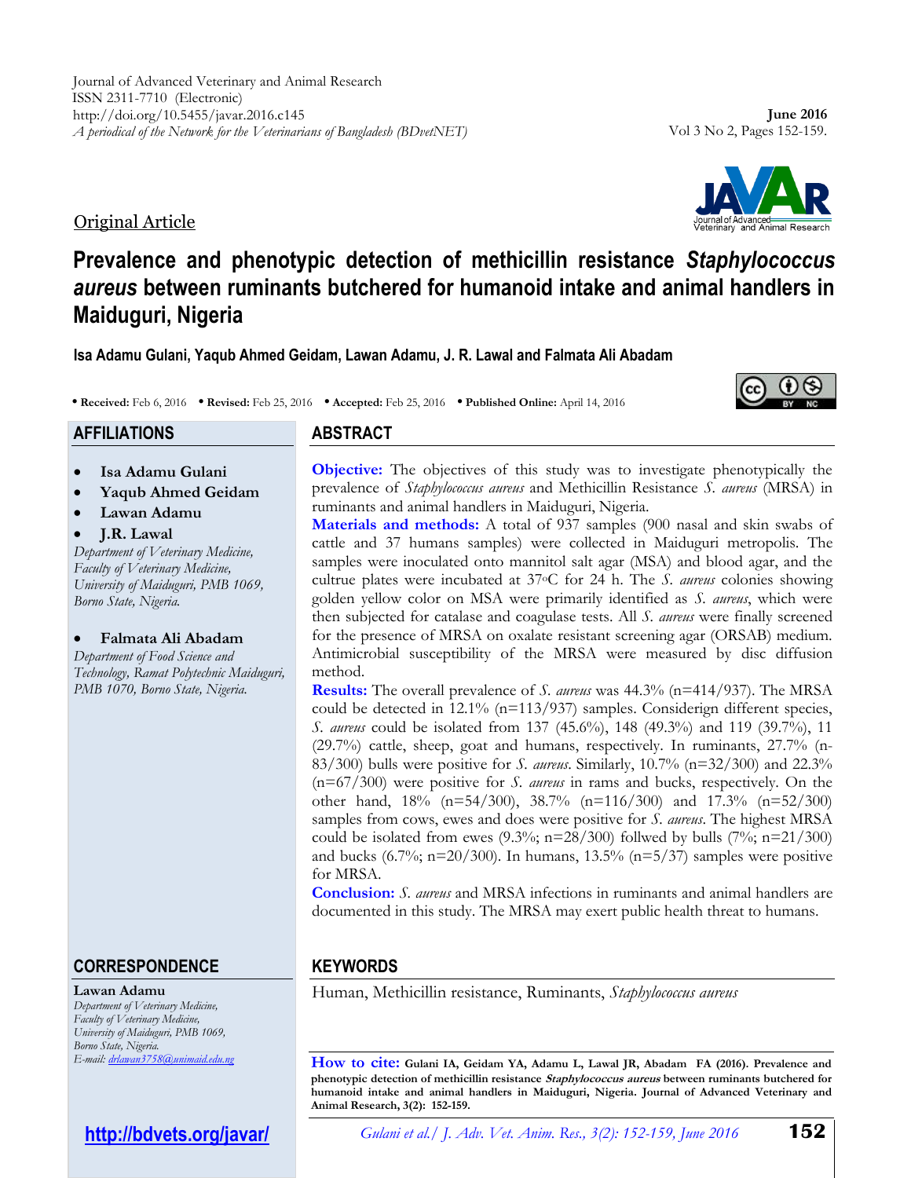Journal of Advanced Veterinary and Animal Research
ISSN 2311-7710 (Electronic)
http://doi.org/10.5455/javar.2016.c145
*A periodical of the Network for the Veterinarians of Bangladesh (BDvetNET)*

**June 2016**
Vol 3 No 2, Pages 152-159.

Original Article

# Prevalence and phenotypic detection of methicillin resistance *Staphylococcus aureus* between ruminants butchered for humanoid intake and animal handlers in Maiduguri, Nigeria

**Isa Adamu Gulani, Yaqub Ahmed Geidam, Lawan Adamu, J. R. Lawal and Falmata Ali Abadam**

• **Received:** Feb 6, 2016 • **Revised:** Feb 25, 2016 • **Accepted:** Feb 25, 2016 • **Published Online:** April 14, 2016

## AFFILIATIONS

- **Isa Adamu Gulani**
- **Yaqub Ahmed Geidam**
- **Lawan Adamu**
- **J.R. Lawal**

*Department of Veterinary Medicine, Faculty of Veterinary Medicine, University of Maiduguri, PMB 1069, Borno State, Nigeria.*

- **Falmata Ali Abadam**

*Department of Food Science and Technology, Ramat Polytechnic Maiduguri, PMB 1070, Borno State, Nigeria.*

## ABSTRACT

**Objective:** The objectives of this study was to investigate phenotypically the prevalence of *Staphylococcus aureus* and Methicillin Resistance *S. aureus* (MRSA) in ruminants and animal handlers in Maiduguri, Nigeria.

**Materials and methods:** A total of 937 samples (900 nasal and skin swabs of cattle and 37 humans samples) were collected in Maiduguri metropolis. The samples were inoculated onto mannitol salt agar (MSA) and blood agar, and the cultrue plates were incubated at 37°C for 24 h. The *S. aureus* colonies showing golden yellow color on MSA were primarily identified as *S. aureus*, which were then subjected for catalase and coagulase tests. All *S. aureus* were finally screened for the presence of MRSA on oxalate resistant screening agar (ORSAB) medium. Antimicrobial susceptibility of the MRSA were measured by disc diffusion method.

**Results:** The overall prevalence of *S. aureus* was 44.3% (n=414/937). The MRSA could be detected in 12.1% (n=113/937) samples. Considerign different species, *S. aureus* could be isolated from 137 (45.6%), 148 (49.3%) and 119 (39.7%), 11 (29.7%) cattle, sheep, goat and humans, respectively. In ruminants, 27.7% (n-83/300) bulls were positive for *S. aureus*. Similarly, 10.7% (n=32/300) and 22.3% (n=67/300) were positive for *S. aureus* in rams and bucks, respectively. On the other hand, 18% (n=54/300), 38.7% (n=116/300) and 17.3% (n=52/300) samples from cows, ewes and does were positive for *S. aureus*. The highest MRSA could be isolated from ewes (9.3%; n=28/300) follwed by bulls (7%; n=21/300) and bucks (6.7%; n=20/300). In humans, 13.5% (n=5/37) samples were positive for MRSA.

**Conclusion:** *S. aureus* and MRSA infections in ruminants and animal handlers are documented in this study. The MRSA may exert public health threat to humans.

## CORRESPONDENCE

**Lawan Adamu**
*Department of Veterinary Medicine, Faculty of Veterinary Medicine, University of Maiduguri, PMB 1069, Borno State, Nigeria.*
*E-mail: drlawan3758@unimaid.edu.ng*

## KEYWORDS

Human, Methicillin resistance, Ruminants, *Staphylococcus aureus*

**How to cite:** **Gulani IA, Geidam YA, Adamu L, Lawal JR, Abadam FA (2016). Prevalence and phenotypic detection of methicillin resistance *Staphylococcus aureus* between ruminants butchered for humanoid intake and animal handlers in Maiduguri, Nigeria. Journal of Advanced Veterinary and Animal Research, 3(2): 152-159.**

http://bdvets.org/javar/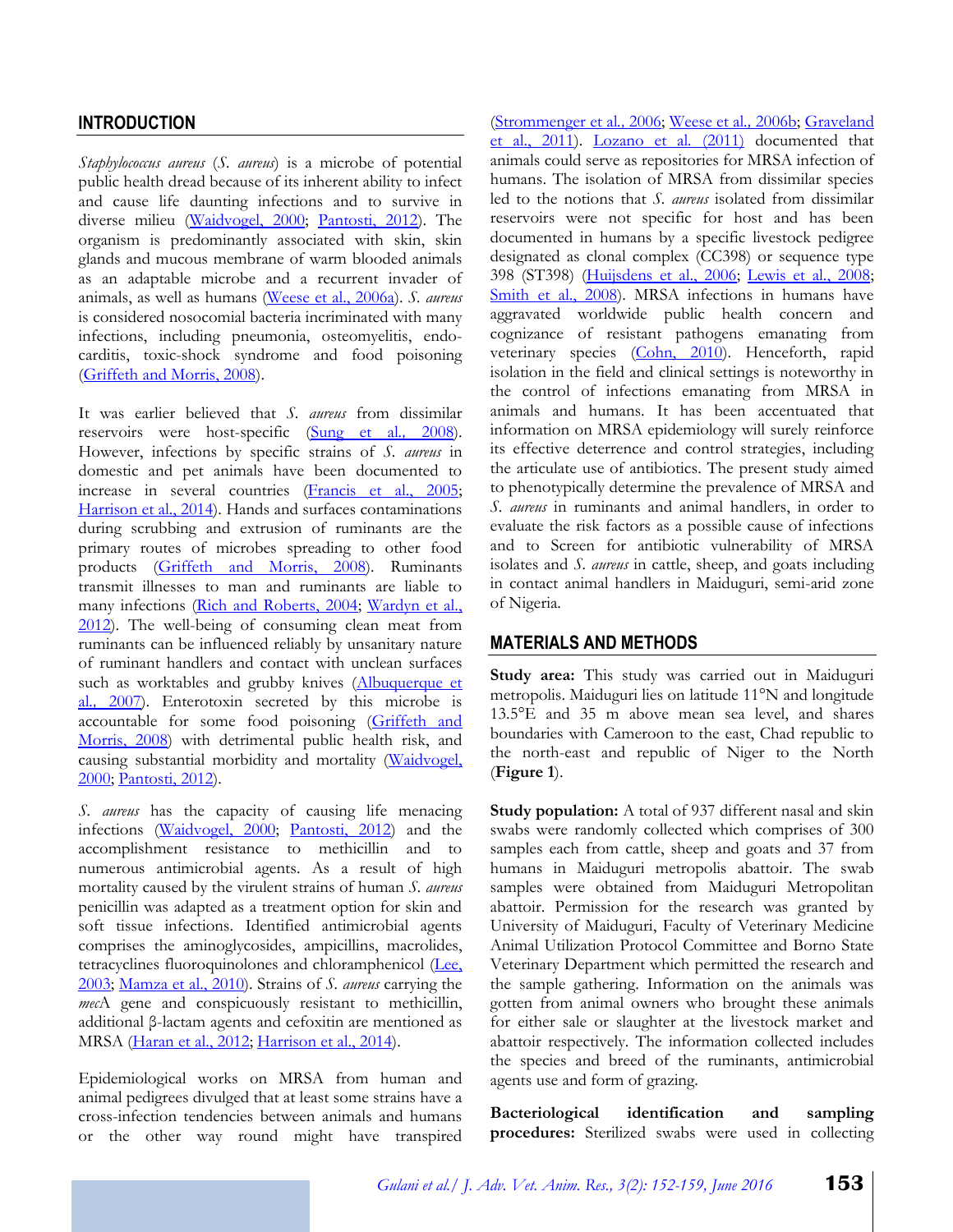## INTRODUCTION

*Staphylococcus aureus* (*S. aureus*) is a microbe of potential public health dread because of its inherent ability to infect and cause life daunting infections and to survive in diverse milieu (Waidvogel, 2000; Pantosti, 2012). The organism is predominantly associated with skin, skin glands and mucous membrane of warm blooded animals as an adaptable microbe and a recurrent invader of animals, as well as humans (Weese et al., 2006a). *S. aureus* is considered nosocomial bacteria incriminated with many infections, including pneumonia, osteomyelitis, endocarditis, toxic-shock syndrome and food poisoning (Griffeth and Morris, 2008).

It was earlier believed that *S. aureus* from dissimilar reservoirs were host-specific (Sung et al., 2008). However, infections by specific strains of *S. aureus* in domestic and pet animals have been documented to increase in several countries (Francis et al., 2005; Harrison et al., 2014). Hands and surfaces contaminations during scrubbing and extrusion of ruminants are the primary routes of microbes spreading to other food products (Griffeth and Morris, 2008). Ruminants transmit illnesses to man and ruminants are liable to many infections (Rich and Roberts, 2004; Wardyn et al., 2012). The well-being of consuming clean meat from ruminants can be influenced reliably by unsanitary nature of ruminant handlers and contact with unclean surfaces such as worktables and grubby knives (Albuquerque et al., 2007). Enterotoxin secreted by this microbe is accountable for some food poisoning (Griffeth and Morris, 2008) with detrimental public health risk, and causing substantial morbidity and mortality (Waidvogel, 2000; Pantosti, 2012).

*S. aureus* has the capacity of causing life menacing infections (Waidvogel, 2000; Pantosti, 2012) and the accomplishment resistance to methicillin and to numerous antimicrobial agents. As a result of high mortality caused by the virulent strains of human *S. aureus* penicillin was adapted as a treatment option for skin and soft tissue infections. Identified antimicrobial agents comprises the aminoglycosides, ampicillins, macrolides, tetracyclines fluoroquinolones and chloramphenicol (Lee, 2003; Mamza et al., 2010). Strains of *S. aureus* carrying the *mec*A gene and conspicuously resistant to methicillin, additional β-lactam agents and cefoxitin are mentioned as MRSA (Haran et al., 2012; Harrison et al., 2014).

Epidemiological works on MRSA from human and animal pedigrees divulged that at least some strains have a cross-infection tendencies between animals and humans or the other way round might have transpired (Strommenger et al., 2006; Weese et al., 2006b; Graveland et al., 2011). Lozano et al. (2011) documented that animals could serve as repositories for MRSA infection of humans. The isolation of MRSA from dissimilar species led to the notions that *S. aureus* isolated from dissimilar reservoirs were not specific for host and has been documented in humans by a specific livestock pedigree designated as clonal complex (CC398) or sequence type 398 (ST398) (Huijsdens et al., 2006; Lewis et al., 2008; Smith et al., 2008). MRSA infections in humans have aggravated worldwide public health concern and cognizance of resistant pathogens emanating from veterinary species (Cohn, 2010). Henceforth, rapid isolation in the field and clinical settings is noteworthy in the control of infections emanating from MRSA in animals and humans. It has been accentuated that information on MRSA epidemiology will surely reinforce its effective deterrence and control strategies, including the articulate use of antibiotics. The present study aimed to phenotypically determine the prevalence of MRSA and *S. aureus* in ruminants and animal handlers, in order to evaluate the risk factors as a possible cause of infections and to Screen for antibiotic vulnerability of MRSA isolates and *S. aureus* in cattle, sheep, and goats including in contact animal handlers in Maiduguri, semi-arid zone of Nigeria.

## MATERIALS AND METHODS

**Study area:** This study was carried out in Maiduguri metropolis. Maiduguri lies on latitude 11°N and longitude 13.5°E and 35 m above mean sea level, and shares boundaries with Cameroon to the east, Chad republic to the north-east and republic of Niger to the North (**Figure 1**).

**Study population:** A total of 937 different nasal and skin swabs were randomly collected which comprises of 300 samples each from cattle, sheep and goats and 37 from humans in Maiduguri metropolis abattoir. The swab samples were obtained from Maiduguri Metropolitan abattoir. Permission for the research was granted by University of Maiduguri, Faculty of Veterinary Medicine Animal Utilization Protocol Committee and Borno State Veterinary Department which permitted the research and the sample gathering. Information on the animals was gotten from animal owners who brought these animals for either sale or slaughter at the livestock market and abattoir respectively. The information collected includes the species and breed of the ruminants, antimicrobial agents use and form of grazing.

**Bacteriological identification and sampling procedures:** Sterilized swabs were used in collecting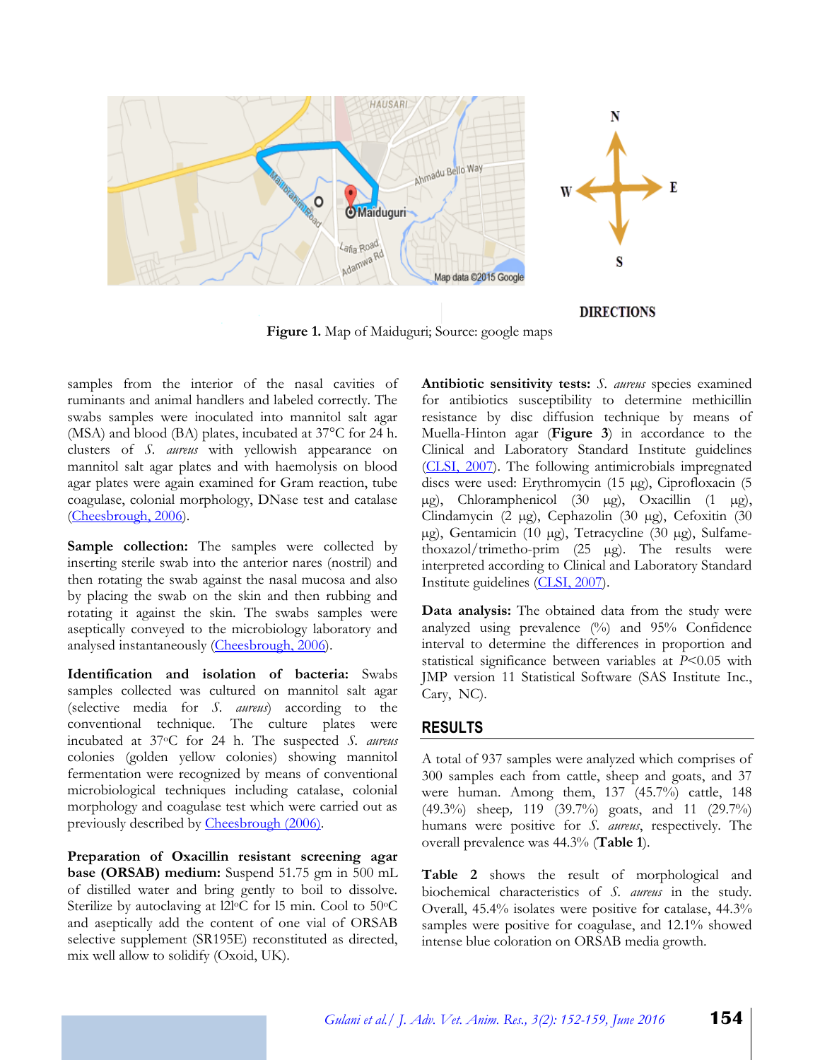**Figure 1.** Map of Maiduguri; Source: google maps

samples from the interior of the nasal cavities of ruminants and animal handlers and labeled correctly. The swabs samples were inoculated into mannitol salt agar (MSA) and blood (BA) plates, incubated at 37°C for 24 h. clusters of *S. aureus* with yellowish appearance on mannitol salt agar plates and with haemolysis on blood agar plates were again examined for Gram reaction, tube coagulase, colonial morphology, DNase test and catalase (Cheesbrough, 2006).

**Sample collection:** The samples were collected by inserting sterile swab into the anterior nares (nostril) and then rotating the swab against the nasal mucosa and also by placing the swab on the skin and then rubbing and rotating it against the skin. The swabs samples were aseptically conveyed to the microbiology laboratory and analysed instantaneously (Cheesbrough, 2006).

**Identification and isolation of bacteria:** Swabs samples collected was cultured on mannitol salt agar (selective media for *S. aureus*) according to the conventional technique. The culture plates were incubated at 37°C for 24 h. The suspected *S. aureus* colonies (golden yellow colonies) showing mannitol fermentation were recognized by means of conventional microbiological techniques including catalase, colonial morphology and coagulase test which were carried out as previously described by Cheesbrough (2006).

**Preparation of Oxacillin resistant screening agar base (ORSAB) medium:** Suspend 51.75 gm in 500 mL of distilled water and bring gently to boil to dissolve. Sterilize by autoclaving at 121°C for 15 min. Cool to 50°C and aseptically add the content of one vial of ORSAB selective supplement (SR195E) reconstituted as directed, mix well allow to solidify (Oxoid, UK).

**Antibiotic sensitivity tests:** *S. aureus* species examined for antibiotics susceptibility to determine methicillin resistance by disc diffusion technique by means of Muella-Hinton agar (**Figure 3**) in accordance to the Clinical and Laboratory Standard Institute guidelines (CLSI, 2007). The following antimicrobials impregnated discs were used: Erythromycin (15 µg), Ciprofloxacin (5 µg), Chloramphenicol (30 µg), Oxacillin (1 µg), Clindamycin (2 µg), Cephazolin (30 µg), Cefoxitin (30 µg), Gentamicin (10 µg), Tetracycline (30 µg), Sulfame-thoxazol/trimetho-prim (25 µg). The results were interpreted according to Clinical and Laboratory Standard Institute guidelines (CLSI, 2007).

**Data analysis:** The obtained data from the study were analyzed using prevalence (%) and 95% Confidence interval to determine the differences in proportion and statistical significance between variables at $P<0.05$ with JMP version 11 Statistical Software (SAS Institute Inc., Cary, NC).

## RESULTS

A total of 937 samples were analyzed which comprises of 300 samples each from cattle, sheep and goats, and 37 were human. Among them, 137 (45.7%) cattle, 148 (49.3%) sheep, 119 (39.7%) goats, and 11 (29.7%) humans were positive for *S. aureus*, respectively. The overall prevalence was 44.3% (**Table 1**).

**Table 2** shows the result of morphological and biochemical characteristics of *S. aureus* in the study. Overall, 45.4% isolates were positive for catalase, 44.3% samples were positive for coagulase, and 12.1% showed intense blue coloration on ORSAB media growth.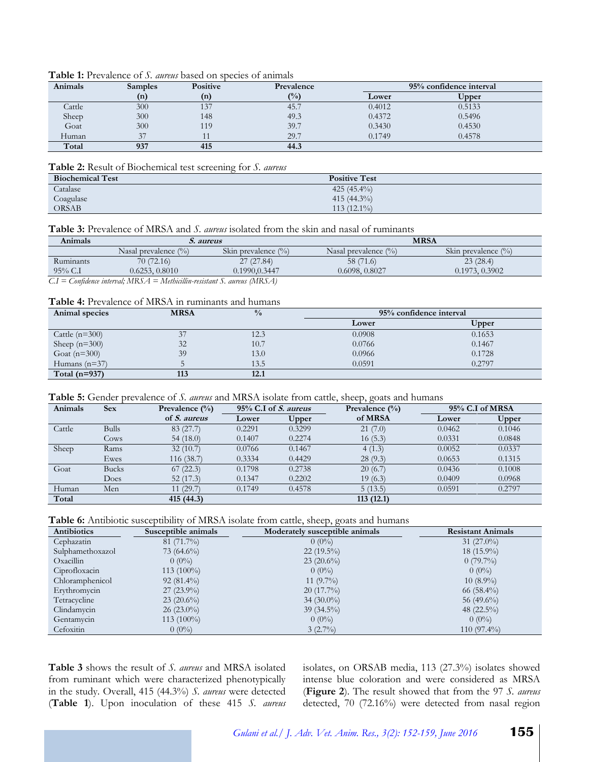**Table 1:** Prevalence of *S. aureus* based on species of animals

| Animals | Samples (n) | Positive (n) | Prevalence (%) | 95% confidence interval | |
|---|---|---|---|---|---|
| | | | | Lower | Upper |
| Cattle | 300 | 137 | 45.7 | 0.4012 | 0.5133 |
| Sheep | 300 | 148 | 49.3 | 0.4372 | 0.5496 |
| Goat | 300 | 119 | 39.7 | 0.3430 | 0.4530 |
| Human | 37 | 11 | 29.7 | 0.1749 | 0.4578 |
| **Total** | **937** | **415** | **44.3** | | |

**Table 2:** Result of Biochemical test screening for *S. aureus*

| Biochemical Test | Positive Test |
|---|---|
| Catalase | 425 (45.4%) |
| Coagulase | 415 (44.3%) |
| ORSAB | 113 (12.1%) |

**Table 3:** Prevalence of MRSA and *S. aureus* isolated from the skin and nasal of ruminants

| Animals | *S. aureus* | | MRSA | |
|---|---|---|---|---|
| | Nasal prevalence (%) | Skin prevalence (%) | Nasal prevalence (%) | Skin prevalence (%) |
| Ruminants | 70 (72.16) | 27 (27.84) | 58 (71.6) | 23 (28.4) |
| 95% C.I | 0.6253, 0.8010 | 0.1990,0.3447 | 0.6098, 0.8027 | 0.1973, 0.3902 |

*C.I = Confidence interval; MRSA = Methicillin-resistant S. aureus (MRSA)*

**Table 4:** Prevalence of MRSA in ruminants and humans

| Animal species | MRSA | % | 95% confidence interval | |
|---|---|---|---|---|
| | | | Lower | Upper |
| Cattle (n=300) | 37 | 12.3 | 0.0908 | 0.1653 |
| Sheep (n=300) | 32 | 10.7 | 0.0766 | 0.1467 |
| Goat (n=300) | 39 | 13.0 | 0.0966 | 0.1728 |
| Humans (n=37) | 5 | 13.5 | 0.0591 | 0.2797 |
| **Total (n=937)** | **113** | **12.1** | | |

**Table 5:** Gender prevalence of *S. aureus* and MRSA isolate from cattle, sheep, goats and humans

| Animals | Sex | Prevalence (%) of *S. aureus* | 95% C.I of *S. aureus* | | Prevalence (%) of MRSA | 95% C.I of MRSA | |
|---|---|---|---|---|---|---|---|
| | | | Lower | Upper | | Lower | Upper |
| Cattle | Bulls | 83 (27.7) | 0.2291 | 0.3299 | 21 (7.0) | 0.0462 | 0.1046 |
| | Cows | 54 (18.0) | 0.1407 | 0.2274 | 16 (5.3) | 0.0331 | 0.0848 |
| Sheep | Rams | 32 (10.7) | 0.0766 | 0.1467 | 4 (1.3) | 0.0052 | 0.0337 |
| | Ewes | 116 (38.7) | 0.3334 | 0.4429 | 28 (9.3) | 0.0653 | 0.1315 |
| Goat | Bucks | 67 (22.3) | 0.1798 | 0.2738 | 20 (6.7) | 0.0436 | 0.1008 |
| | Does | 52 (17.3) | 0.1347 | 0.2202 | 19 (6.3) | 0.0409 | 0.0968 |
| Human | Men | 11 (29.7) | 0.1749 | 0.4578 | 5 (13.5) | 0.0591 | 0.2797 |
| **Total** | | **415 (44.3)** | | | **113 (12.1)** | | |

**Table 6:** Antibiotic susceptibility of MRSA isolate from cattle, sheep, goats and humans

| Antibiotics | Susceptible animals | Moderately susceptible animals | Resistant Animals |
|---|---|---|---|
| Cephazatin | 81 (71.7%) | 0 (0%) | 31 (27.0%) |
| Sulphamethoxazol | 73 (64.6%) | 22 (19.5%) | 18 (15.9%) |
| Oxacillin | 0 (0%) | 23 (20.6%) | 0 (79.7%) |
| Ciprofloxacin | 113 (100%) | 0 (0%) | 0 (0%) |
| Chloramphenicol | 92 (81.4%) | 11 (9.7%) | 10 (8.9%) |
| Erythromycin | 27 (23.9%) | 20 (17.7%) | 66 (58.4%) |
| Tetracycline | 23 (20.6%) | 34 (30.0%) | 56 (49.6%) |
| Clindamycin | 26 (23.0%) | 39 (34.5%) | 48 (22.5%) |
| Gentamycin | 113 (100%) | 0 (0%) | 0 (0%) |
| Cefoxitin | 0 (0%) | 3 (2.7%) | 110 (97.4%) |

**Table 3** shows the result of *S. aureus* and MRSA isolated from ruminant which were characterized phenotypically in the study. Overall, 415 (44.3%) *S. aureus* were detected (**Table 1**). Upon inoculation of these 415 *S. aureus* isolates, on ORSAB media, 113 (27.3%) isolates showed intense blue coloration and were considered as MRSA (**Figure 2**). The result showed that from the 97 *S. aureus* detected, 70 (72.16%) were detected from nasal region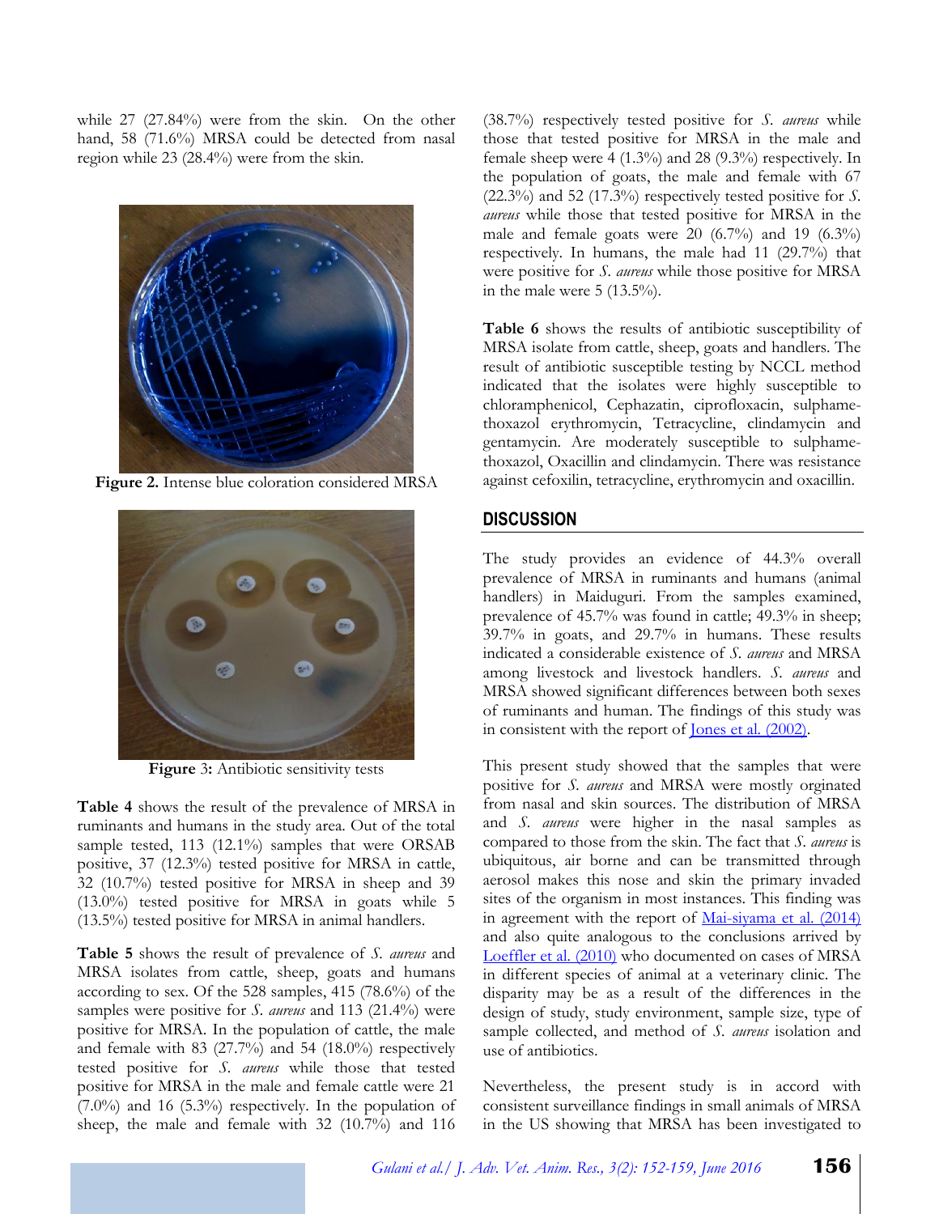while 27 (27.84%) were from the skin. On the other hand, 58 (71.6%) MRSA could be detected from nasal region while 23 (28.4%) were from the skin.

**Figure 2.** Intense blue coloration considered MRSA

**Figure 3:** Antibiotic sensitivity tests

**Table 4** shows the result of the prevalence of MRSA in ruminants and humans in the study area. Out of the total sample tested, 113 (12.1%) samples that were ORSAB positive, 37 (12.3%) tested positive for MRSA in cattle, 32 (10.7%) tested positive for MRSA in sheep and 39 (13.0%) tested positive for MRSA in goats while 5 (13.5%) tested positive for MRSA in animal handlers.

**Table 5** shows the result of prevalence of *S. aureus* and MRSA isolates from cattle, sheep, goats and humans according to sex. Of the 528 samples, 415 (78.6%) of the samples were positive for *S. aureus* and 113 (21.4%) were positive for MRSA. In the population of cattle, the male and female with 83 (27.7%) and 54 (18.0%) respectively tested positive for *S. aureus* while those that tested positive for MRSA in the male and female cattle were 21 (7.0%) and 16 (5.3%) respectively. In the population of sheep, the male and female with 32 (10.7%) and 116 (38.7%) respectively tested positive for *S. aureus* while those that tested positive for MRSA in the male and female sheep were 4 (1.3%) and 28 (9.3%) respectively. In the population of goats, the male and female with 67 (22.3%) and 52 (17.3%) respectively tested positive for *S. aureus* while those that tested positive for MRSA in the male and female goats were 20 (6.7%) and 19 (6.3%) respectively. In humans, the male had 11 (29.7%) that were positive for *S. aureus* while those positive for MRSA in the male were 5 (13.5%).

**Table 6** shows the results of antibiotic susceptibility of MRSA isolate from cattle, sheep, goats and handlers. The result of antibiotic susceptible testing by NCCL method indicated that the isolates were highly susceptible to chloramphenicol, Cephazatin, ciprofloxacin, sulphamethoxazol erythromycin, Tetracycline, clindamycin and gentamycin. Are moderately susceptible to sulphamethoxazol, Oxacillin and clindamycin. There was resistance against cefoxilin, tetracycline, erythromycin and oxacillin.

## DISCUSSION

The study provides an evidence of 44.3% overall prevalence of MRSA in ruminants and humans (animal handlers) in Maiduguri. From the samples examined, prevalence of 45.7% was found in cattle; 49.3% in sheep; 39.7% in goats, and 29.7% in humans. These results indicated a considerable existence of *S. aureus* and MRSA among livestock and livestock handlers. *S. aureus* and MRSA showed significant differences between both sexes of ruminants and human. The findings of this study was in consistent with the report of Jones et al. (2002).

This present study showed that the samples that were positive for *S. aureus* and MRSA were mostly orginated from nasal and skin sources. The distribution of MRSA and *S. aureus* were higher in the nasal samples as compared to those from the skin. The fact that *S. aureus* is ubiquitous, air borne and can be transmitted through aerosol makes this nose and skin the primary invaded sites of the organism in most instances. This finding was in agreement with the report of Mai-siyama et al. (2014) and also quite analogous to the conclusions arrived by Loeffler et al. (2010) who documented on cases of MRSA in different species of animal at a veterinary clinic. The disparity may be as a result of the differences in the design of study, study environment, sample size, type of sample collected, and method of *S. aureus* isolation and use of antibiotics.

Nevertheless, the present study is in accord with consistent surveillance findings in small animals of MRSA in the US showing that MRSA has been investigated to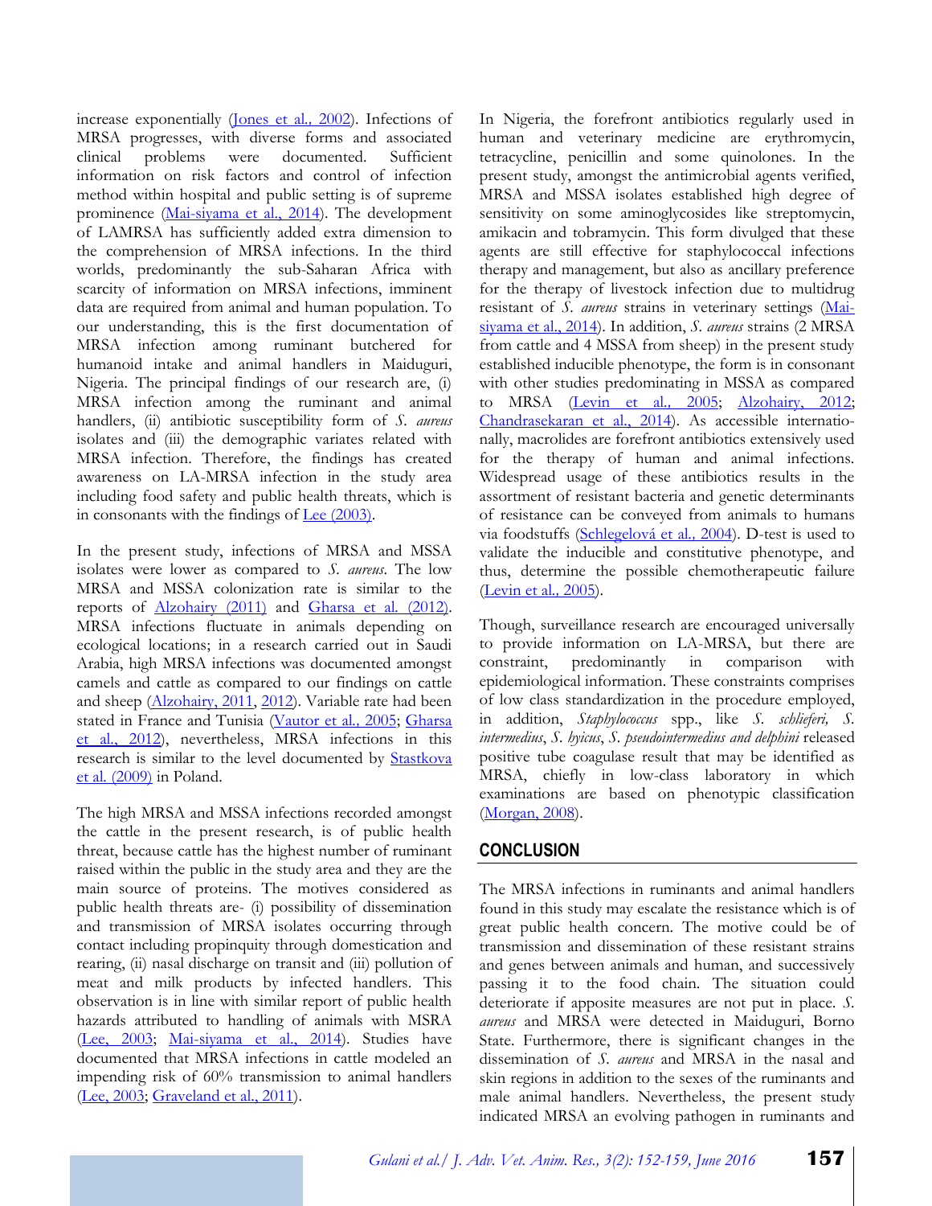increase exponentially (Jones et al., 2002). Infections of MRSA progresses, with diverse forms and associated clinical problems were documented. Sufficient information on risk factors and control of infection method within hospital and public setting is of supreme prominence (Mai-siyama et al., 2014). The development of LAMRSA has sufficiently added extra dimension to the comprehension of MRSA infections. In the third worlds, predominantly the sub-Saharan Africa with scarcity of information on MRSA infections, imminent data are required from animal and human population. To our understanding, this is the first documentation of MRSA infection among ruminant butchered for humanoid intake and animal handlers in Maiduguri, Nigeria. The principal findings of our research are, (i) MRSA infection among the ruminant and animal handlers, (ii) antibiotic susceptibility form of *S. aureus* isolates and (iii) the demographic variates related with MRSA infection. Therefore, the findings has created awareness on LA-MRSA infection in the study area including food safety and public health threats, which is in consonants with the findings of Lee (2003).

In the present study, infections of MRSA and MSSA isolates were lower as compared to *S. aureus*. The low MRSA and MSSA colonization rate is similar to the reports of Alzohairy (2011) and Gharsa et al. (2012). MRSA infections fluctuate in animals depending on ecological locations; in a research carried out in Saudi Arabia, high MRSA infections was documented amongst camels and cattle as compared to our findings on cattle and sheep (Alzohairy, 2011, 2012). Variable rate had been stated in France and Tunisia (Vautor et al., 2005; Gharsa et al., 2012), nevertheless, MRSA infections in this research is similar to the level documented by Stastkova et al. (2009) in Poland.

The high MRSA and MSSA infections recorded amongst the cattle in the present research, is of public health threat, because cattle has the highest number of ruminant raised within the public in the study area and they are the main source of proteins. The motives considered as public health threats are- (i) possibility of dissemination and transmission of MRSA isolates occurring through contact including propinquity through domestication and rearing, (ii) nasal discharge on transit and (iii) pollution of meat and milk products by infected handlers. This observation is in line with similar report of public health hazards attributed to handling of animals with MSRA (Lee, 2003; Mai-siyama et al., 2014). Studies have documented that MRSA infections in cattle modeled an impending risk of 60% transmission to animal handlers (Lee, 2003; Graveland et al., 2011).

In Nigeria, the forefront antibiotics regularly used in human and veterinary medicine are erythromycin, tetracycline, penicillin and some quinolones. In the present study, amongst the antimicrobial agents verified, MRSA and MSSA isolates established high degree of sensitivity on some aminoglycosides like streptomycin, amikacin and tobramycin. This form divulged that these agents are still effective for staphylococcal infections therapy and management, but also as ancillary preference for the therapy of livestock infection due to multidrug resistant of *S. aureus* strains in veterinary settings (Mai-siyama et al., 2014). In addition, *S. aureus* strains (2 MRSA from cattle and 4 MSSA from sheep) in the present study established inducible phenotype, the form is in consonant with other studies predominating in MSSA as compared to MRSA (Levin et al., 2005; Alzohairy, 2012; Chandrasekaran et al., 2014). As accessible internationally, macrolides are forefront antibiotics extensively used for the therapy of human and animal infections. Widespread usage of these antibiotics results in the assortment of resistant bacteria and genetic determinants of resistance can be conveyed from animals to humans via foodstuffs (Schlegelová et al., 2004). D-test is used to validate the inducible and constitutive phenotype, and thus, determine the possible chemotherapeutic failure (Levin et al., 2005).

Though, surveillance research are encouraged universally to provide information on LA-MRSA, but there are constraint, predominantly in comparison with epidemiological information. These constraints comprises of low class standardization in the procedure employed, in addition, *Staphylococcus* spp., like *S. schlieferi, S. intermedius*, *S. hyicus*, *S. pseudointermedius and delphini* released positive tube coagulase result that may be identified as MRSA, chiefly in low-class laboratory in which examinations are based on phenotypic classification (Morgan, 2008).

## CONCLUSION

The MRSA infections in ruminants and animal handlers found in this study may escalate the resistance which is of great public health concern. The motive could be of transmission and dissemination of these resistant strains and genes between animals and human, and successively passing it to the food chain. The situation could deteriorate if apposite measures are not put in place. *S. aureus* and MRSA were detected in Maiduguri, Borno State. Furthermore, there is significant changes in the dissemination of *S. aureus* and MRSA in the nasal and skin regions in addition to the sexes of the ruminants and male animal handlers. Nevertheless, the present study indicated MRSA an evolving pathogen in ruminants and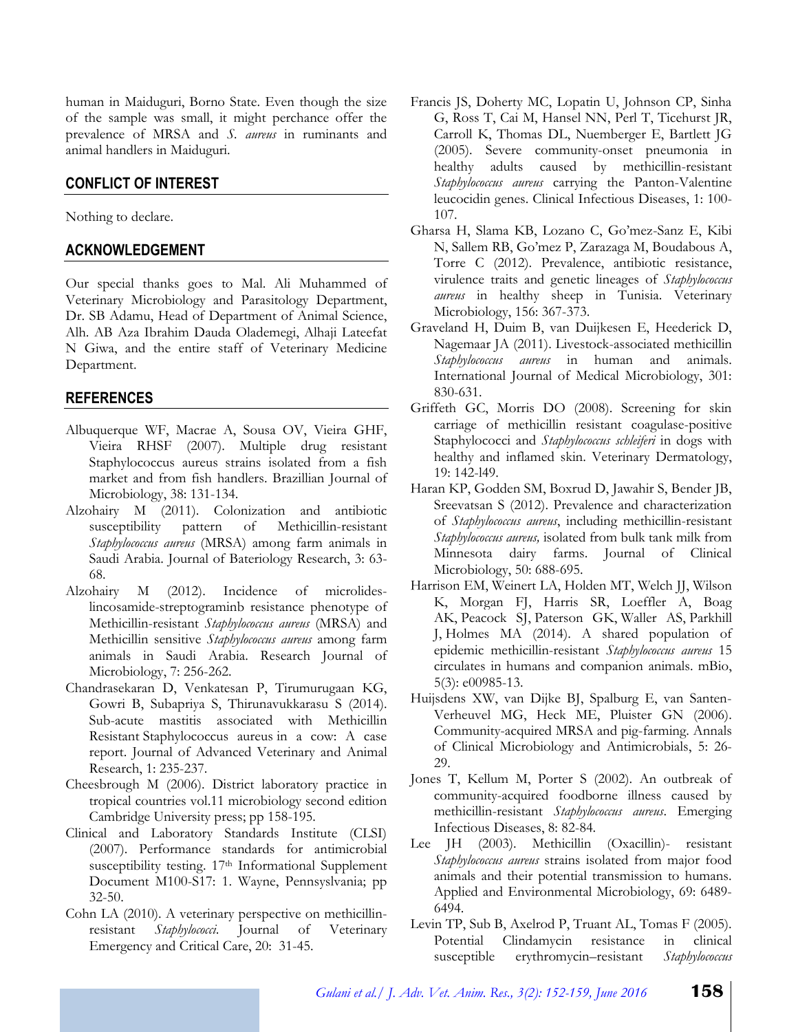human in Maiduguri, Borno State. Even though the size of the sample was small, it might perchance offer the prevalence of MRSA and *S. aureus* in ruminants and animal handlers in Maiduguri.

## CONFLICT OF INTEREST

Nothing to declare.

## ACKNOWLEDGEMENT

Our special thanks goes to Mal. Ali Muhammed of Veterinary Microbiology and Parasitology Department, Dr. SB Adamu, Head of Department of Animal Science, Alh. AB Aza Ibrahim Dauda Olademegi, Alhaji Lateefat N Giwa, and the entire staff of Veterinary Medicine Department.

## REFERENCES

Albuquerque WF, Macrae A, Sousa OV, Vieira GHF, Vieira RHSF (2007). Multiple drug resistant Staphylococcus aureus strains isolated from a fish market and from fish handlers. Brazillian Journal of Microbiology, 38: 131-134.

Alzohairy M (2011). Colonization and antibiotic susceptibility pattern of Methicillin-resistant *Staphylococcus aureus* (MRSA) among farm animals in Saudi Arabia. Journal of Bateriology Research, 3: 63-68.

Alzohairy M (2012). Incidence of microlides-lincosamide-streptograminb resistance phenotype of Methicillin-resistant *Staphylococcus aureus* (MRSA) and Methicillin sensitive *Staphylococcus aureus* among farm animals in Saudi Arabia. Research Journal of Microbiology, 7: 256-262.

Chandrasekaran D, Venkatesan P, Tirumurugaan KG, Gowri B, Subapriya S, Thirunavukkarasu S (2014). Sub-acute mastitis associated with Methicillin Resistant Staphylococcus aureus in a cow: A case report. Journal of Advanced Veterinary and Animal Research, 1: 235-237.

Cheesbrough M (2006). District laboratory practice in tropical countries vol.11 microbiology second edition Cambridge University press; pp 158-195.

Clinical and Laboratory Standards Institute (CLSI) (2007). Performance standards for antimicrobial susceptibility testing. 17th Informational Supplement Document M100-S17: 1. Wayne, Pennsyslvania; pp 32-50.

Cohn LA (2010). A veterinary perspective on methicillin-resistant *Staphylococci*. Journal of Veterinary Emergency and Critical Care, 20: 31-45.

Francis JS, Doherty MC, Lopatin U, Johnson CP, Sinha G, Ross T, Cai M, Hansel NN, Perl T, Ticehurst JR, Carroll K, Thomas DL, Nuemberger E, Bartlett JG (2005). Severe community-onset pneumonia in healthy adults caused by methicillin-resistant *Staphylococcus aureus* carrying the Panton-Valentine leucocidin genes. Clinical Infectious Diseases, 1: 100-107.

Gharsa H, Slama KB, Lozano C, Go'mez-Sanz E, Kibi N, Sallem RB, Go'mez P, Zarazaga M, Boudabous A, Torre C (2012). Prevalence, antibiotic resistance, virulence traits and genetic lineages of *Staphylococcus aureus* in healthy sheep in Tunisia. Veterinary Microbiology, 156: 367-373.

Graveland H, Duim B, van Duijkesen E, Heederick D, Nagemaar JA (2011). Livestock-associated methicillin *Staphylococcus aureus* in human and animals. International Journal of Medical Microbiology, 301: 830-631.

Griffeth GC, Morris DO (2008). Screening for skin carriage of methicillin resistant coagulase-positive Staphylococci and *Staphylococcus schleiferi* in dogs with healthy and inflamed skin. Veterinary Dermatology, 19: 142-l49.

Haran KP, Godden SM, Boxrud D, Jawahir S, Bender JB, Sreevatsan S (2012). Prevalence and characterization of *Staphylococcus aureus*, including methicillin-resistant *Staphylococcus aureus,* isolated from bulk tank milk from Minnesota dairy farms. Journal of Clinical Microbiology, 50: 688-695.

Harrison EM, Weinert LA, Holden MT, Welch JJ, Wilson K, Morgan FJ, Harris SR, Loeffler A, Boag AK, Peacock SJ, Paterson GK, Waller AS, Parkhill J, Holmes MA (2014). A shared population of epidemic methicillin-resistant *Staphylococcus aureus* 15 circulates in humans and companion animals. mBio, 5(3): e00985-13.

Huijsdens XW, van Dijke BJ, Spalburg E, van Santen-Verheuvel MG, Heck ME, Pluister GN (2006). Community-acquired MRSA and pig-farming. Annals of Clinical Microbiology and Antimicrobials, 5: 26-29.

Jones T, Kellum M, Porter S (2002). An outbreak of community-acquired foodborne illness caused by methicillin-resistant *Staphylococcus aureus*. Emerging Infectious Diseases, 8: 82-84.

Lee JH (2003). Methicillin (Oxacillin)- resistant *Staphylococcus aureus* strains isolated from major food animals and their potential transmission to humans. Applied and Environmental Microbiology, 69: 6489-6494.

Levin TP, Sub B, Axelrod P, Truant AL, Tomas F (2005). Potential Clindamycin resistance in clinical susceptible erythromycin–resistant *Staphylococcus*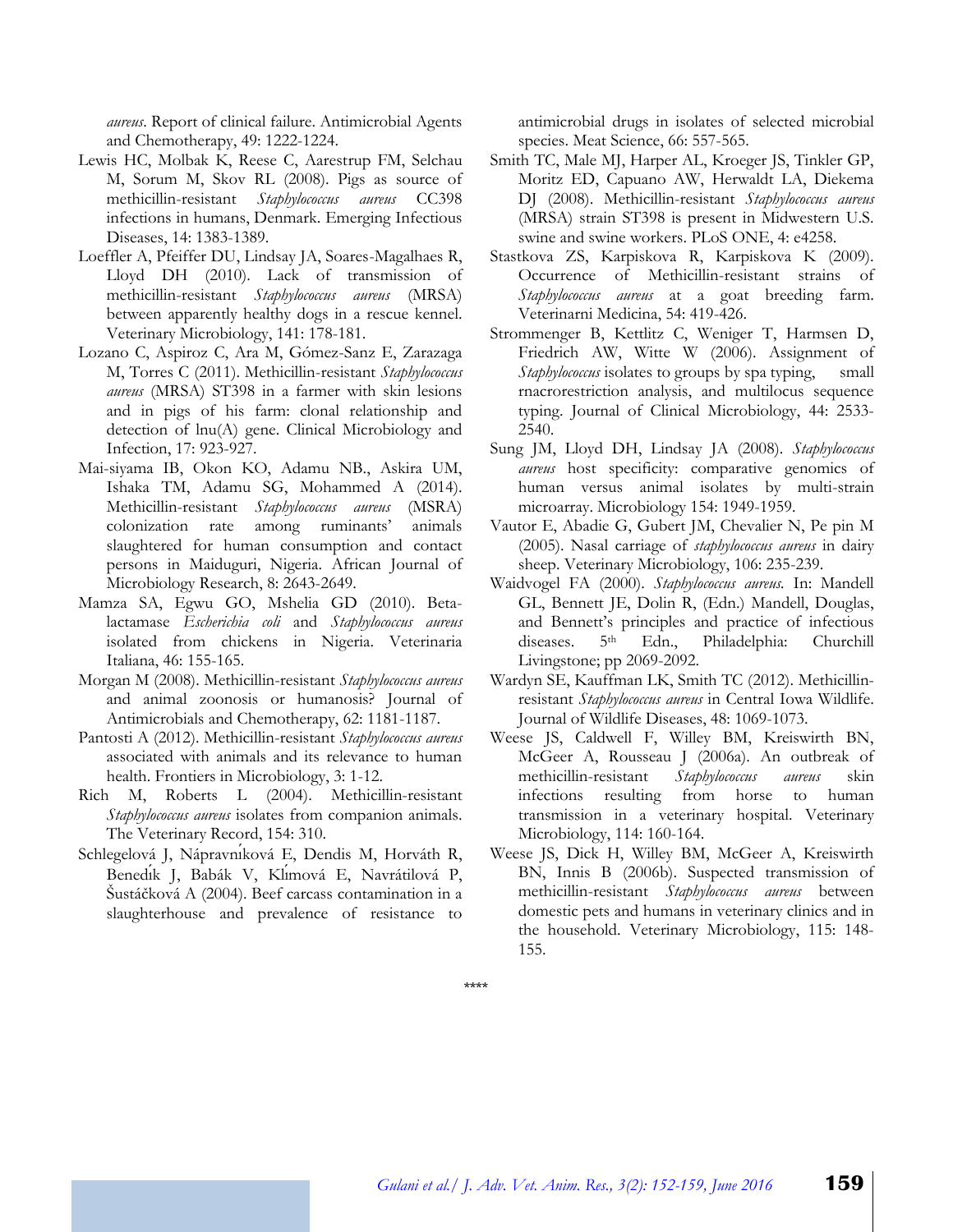*aureus*. Report of clinical failure. Antimicrobial Agents and Chemotherapy, 49: 1222-1224.

Lewis HC, Molbak K, Reese C, Aarestrup FM, Selchau M, Sorum M, Skov RL (2008). Pigs as source of methicillin-resistant *Staphylococcus aureus* CC398 infections in humans, Denmark. Emerging Infectious Diseases, 14: 1383-1389.

Loeffler A, Pfeiffer DU, Lindsay JA, Soares-Magalhaes R, Lloyd DH (2010). Lack of transmission of methicillin-resistant *Staphylococcus aureus* (MRSA) between apparently healthy dogs in a rescue kennel. Veterinary Microbiology, 141: 178-181.

Lozano C, Aspiroz C, Ara M, Gómez-Sanz E, Zarazaga M, Torres C (2011). Methicillin-resistant *Staphylococcus aureus* (MRSA) ST398 in a farmer with skin lesions and in pigs of his farm: clonal relationship and detection of lnu(A) gene. Clinical Microbiology and Infection, 17: 923-927.

Mai-siyama IB, Okon KO, Adamu NB., Askira UM, Ishaka TM, Adamu SG, Mohammed A (2014). Methicillin-resistant *Staphylococcus aureus* (MSRA) colonization rate among ruminants' animals slaughtered for human consumption and contact persons in Maiduguri, Nigeria. African Journal of Microbiology Research, 8: 2643-2649.

Mamza SA, Egwu GO, Mshelia GD (2010). Beta-lactamase *Escherichia coli* and *Staphylococcus aureus* isolated from chickens in Nigeria. Veterinaria Italiana, 46: 155-165.

Morgan M (2008). Methicillin-resistant *Staphylococcus aureus* and animal zoonosis or humanosis? Journal of Antimicrobials and Chemotherapy, 62: 1181-1187.

Pantosti A (2012). Methicillin-resistant *Staphylococcus aureus* associated with animals and its relevance to human health. Frontiers in Microbiology, 3: 1-12.

Rich M, Roberts L (2004). Methicillin-resistant *Staphylococcus aureus* isolates from companion animals. The Veterinary Record, 154: 310.

Schlegelová J, Nápravníková E, Dendis M, Horváth R, Benedík J, Babák V, Klímová E, Navrátilová P, Šustáčková A (2004). Beef carcass contamination in a slaughterhouse and prevalence of resistance to antimicrobial drugs in isolates of selected microbial species. Meat Science, 66: 557-565.

Smith TC, Male MJ, Harper AL, Kroeger JS, Tinkler GP, Moritz ED, Capuano AW, Herwaldt LA, Diekema DJ (2008). Methicillin-resistant *Staphylococcus aureus* (MRSA) strain ST398 is present in Midwestern U.S. swine and swine workers. PLoS ONE, 4: e4258.

Stastkova ZS, Karpiskova R, Karpiskova K (2009). Occurrence of Methicillin-resistant strains of *Staphylococcus aureus* at a goat breeding farm. Veterinarni Medicina, 54: 419-426.

Strommenger B, Kettlitz C, Weniger T, Harmsen D, Friedrich AW, Witte W (2006). Assignment of *Staphylococcus* isolates to groups by spa typing, small rnacrorestriction analysis, and multilocus sequence typing. Journal of Clinical Microbiology, 44: 2533-2540.

Sung JM, Lloyd DH, Lindsay JA (2008). *Staphylococcus aureus* host specificity: comparative genomics of human versus animal isolates by multi-strain microarray. Microbiology 154: 1949-1959.

Vautor E, Abadie G, Gubert JM, Chevalier N, Pe pin M (2005). Nasal carriage of *staphylococcus aureus* in dairy sheep. Veterinary Microbiology, 106: 235-239.

Waidvogel FA (2000). *Staphylococcus aureus.* In: Mandell GL, Bennett JE, Dolin R, (Edn.) Mandell, Douglas, and Bennett's principles and practice of infectious diseases. 5th Edn., Philadelphia: Churchill Livingstone; pp 2069-2092.

Wardyn SE, Kauffman LK, Smith TC (2012). Methicillin-resistant *Staphylococcus aureus* in Central Iowa Wildlife. Journal of Wildlife Diseases, 48: 1069-1073.

Weese JS, Caldwell F, Willey BM, Kreiswirth BN, McGeer A, Rousseau J (2006a). An outbreak of methicillin-resistant *Staphylococcus aureus* skin infections resulting from horse to human transmission in a veterinary hospital. Veterinary Microbiology, 114: 160-164.

Weese JS, Dick H, Willey BM, McGeer A, Kreiswirth BN, Innis B (2006b). Suspected transmission of methicillin-resistant *Staphylococcus aureus* between domestic pets and humans in veterinary clinics and in the household. Veterinary Microbiology, 115: 148-155.

\*\*\*\*